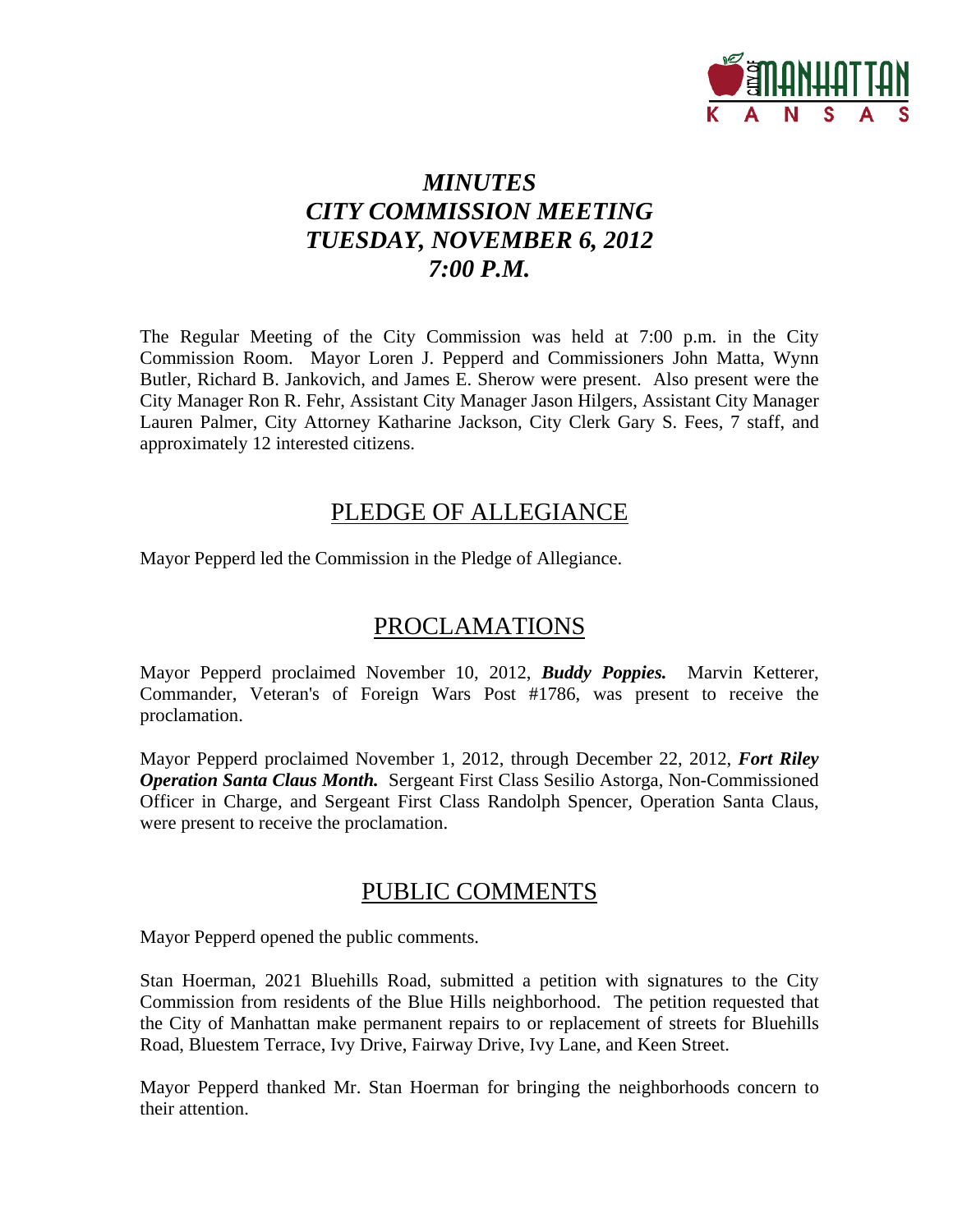# *MINUTES*
# *CITY COMMISSION MEETING*
# *TUESDAY, NOVEMBER 6, 2012*
# *7:00 P.M.*

The Regular Meeting of the City Commission was held at 7:00 p.m. in the City Commission Room. Mayor Loren J. Pepperd and Commissioners John Matta, Wynn Butler, Richard B. Jankovich, and James E. Sherow were present. Also present were the City Manager Ron R. Fehr, Assistant City Manager Jason Hilgers, Assistant City Manager Lauren Palmer, City Attorney Katharine Jackson, City Clerk Gary S. Fees, 7 staff, and approximately 12 interested citizens.

## PLEDGE OF ALLEGIANCE

Mayor Pepperd led the Commission in the Pledge of Allegiance.

## PROCLAMATIONS

Mayor Pepperd proclaimed November 10, 2012, ***Buddy Poppies.*** Marvin Ketterer, Commander, Veteran's of Foreign Wars Post #1786, was present to receive the proclamation.

Mayor Pepperd proclaimed November 1, 2012, through December 22, 2012, ***Fort Riley Operation Santa Claus Month.*** Sergeant First Class Sesilio Astorga, Non-Commissioned Officer in Charge, and Sergeant First Class Randolph Spencer, Operation Santa Claus, were present to receive the proclamation.

## PUBLIC COMMENTS

Mayor Pepperd opened the public comments.

Stan Hoerman, 2021 Bluehills Road, submitted a petition with signatures to the City Commission from residents of the Blue Hills neighborhood. The petition requested that the City of Manhattan make permanent repairs to or replacement of streets for Bluehills Road, Bluestem Terrace, Ivy Drive, Fairway Drive, Ivy Lane, and Keen Street.

Mayor Pepperd thanked Mr. Stan Hoerman for bringing the neighborhoods concern to their attention.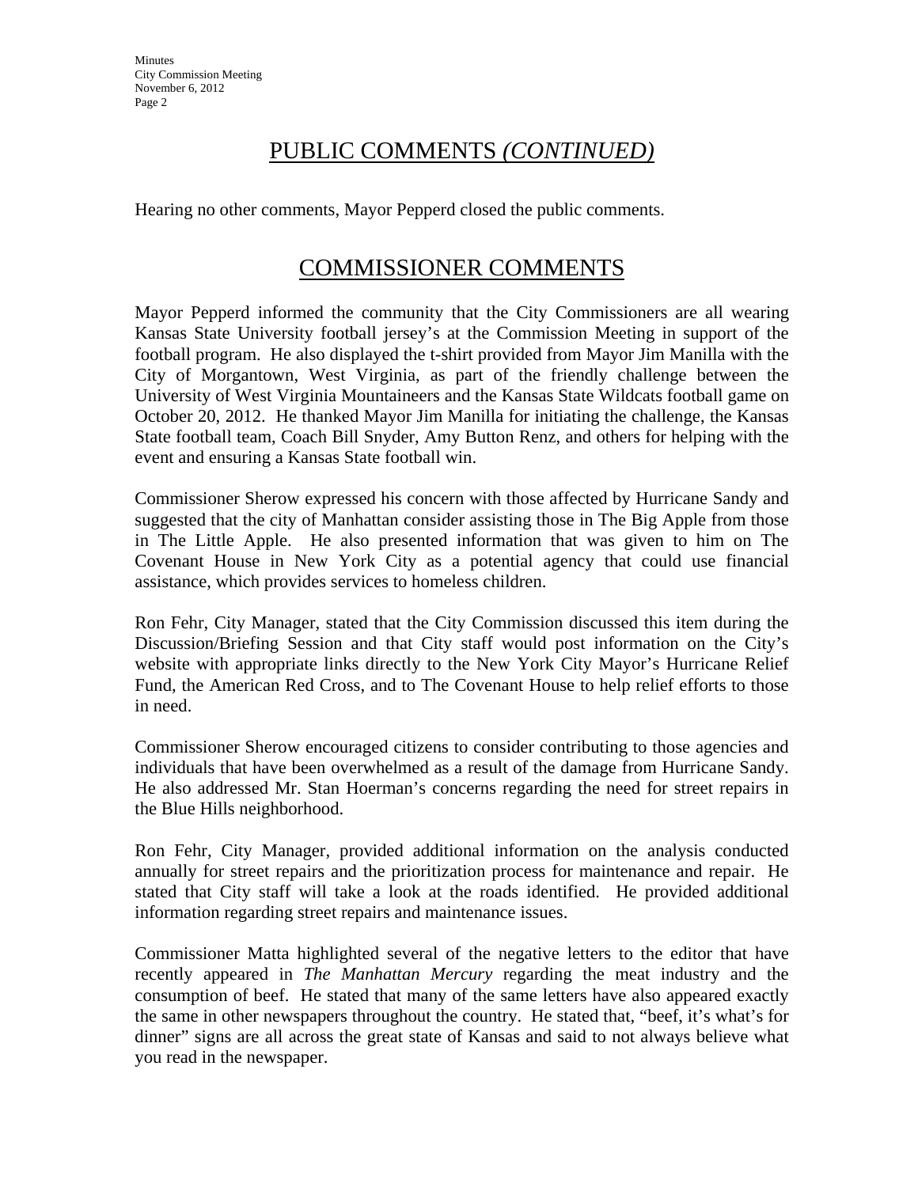## PUBLIC COMMENTS *(CONTINUED)*

Hearing no other comments, Mayor Pepperd closed the public comments.

## COMMISSIONER COMMENTS

Mayor Pepperd informed the community that the City Commissioners are all wearing Kansas State University football jersey's at the Commission Meeting in support of the football program. He also displayed the t-shirt provided from Mayor Jim Manilla with the City of Morgantown, West Virginia, as part of the friendly challenge between the University of West Virginia Mountaineers and the Kansas State Wildcats football game on October 20, 2012. He thanked Mayor Jim Manilla for initiating the challenge, the Kansas State football team, Coach Bill Snyder, Amy Button Renz, and others for helping with the event and ensuring a Kansas State football win.

Commissioner Sherow expressed his concern with those affected by Hurricane Sandy and suggested that the city of Manhattan consider assisting those in The Big Apple from those in The Little Apple. He also presented information that was given to him on The Covenant House in New York City as a potential agency that could use financial assistance, which provides services to homeless children.

Ron Fehr, City Manager, stated that the City Commission discussed this item during the Discussion/Briefing Session and that City staff would post information on the City's website with appropriate links directly to the New York City Mayor's Hurricane Relief Fund, the American Red Cross, and to The Covenant House to help relief efforts to those in need.

Commissioner Sherow encouraged citizens to consider contributing to those agencies and individuals that have been overwhelmed as a result of the damage from Hurricane Sandy. He also addressed Mr. Stan Hoerman's concerns regarding the need for street repairs in the Blue Hills neighborhood.

Ron Fehr, City Manager, provided additional information on the analysis conducted annually for street repairs and the prioritization process for maintenance and repair. He stated that City staff will take a look at the roads identified. He provided additional information regarding street repairs and maintenance issues.

Commissioner Matta highlighted several of the negative letters to the editor that have recently appeared in *The Manhattan Mercury* regarding the meat industry and the consumption of beef. He stated that many of the same letters have also appeared exactly the same in other newspapers throughout the country. He stated that, "beef, it's what's for dinner" signs are all across the great state of Kansas and said to not always believe what you read in the newspaper.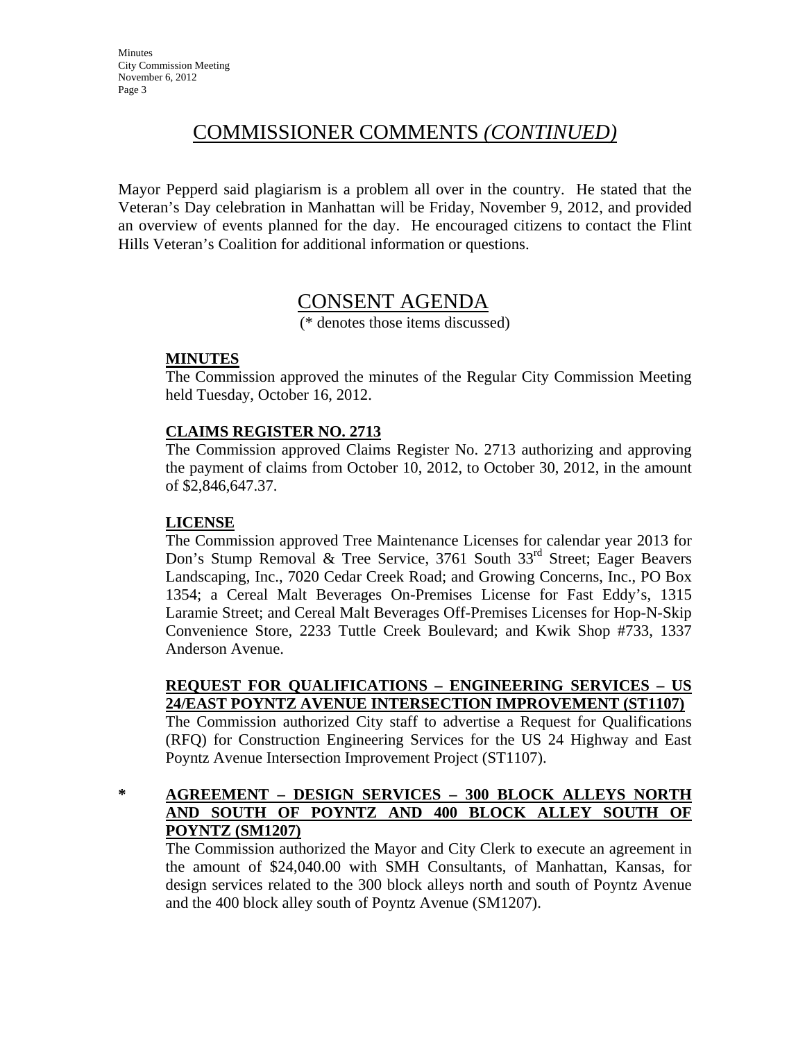## COMMISSIONER COMMENTS *(CONTINUED)*

Mayor Pepperd said plagiarism is a problem all over in the country. He stated that the Veteran's Day celebration in Manhattan will be Friday, November 9, 2012, and provided an overview of events planned for the day. He encouraged citizens to contact the Flint Hills Veteran's Coalition for additional information or questions.

## CONSENT AGENDA

(* denotes those items discussed)

**MINUTES**

The Commission approved the minutes of the Regular City Commission Meeting held Tuesday, October 16, 2012.

**CLAIMS REGISTER NO. 2713**

The Commission approved Claims Register No. 2713 authorizing and approving the payment of claims from October 10, 2012, to October 30, 2012, in the amount of $2,846,647.37.

**LICENSE**

The Commission approved Tree Maintenance Licenses for calendar year 2013 for Don's Stump Removal & Tree Service, 3761 South 33rd Street; Eager Beavers Landscaping, Inc., 7020 Cedar Creek Road; and Growing Concerns, Inc., PO Box 1354; a Cereal Malt Beverages On-Premises License for Fast Eddy's, 1315 Laramie Street; and Cereal Malt Beverages Off-Premises Licenses for Hop-N-Skip Convenience Store, 2233 Tuttle Creek Boulevard; and Kwik Shop #733, 1337 Anderson Avenue.

**REQUEST FOR QUALIFICATIONS – ENGINEERING SERVICES – US 24/EAST POYNTZ AVENUE INTERSECTION IMPROVEMENT (ST1107)**

The Commission authorized City staff to advertise a Request for Qualifications (RFQ) for Construction Engineering Services for the US 24 Highway and East Poyntz Avenue Intersection Improvement Project (ST1107).

\* **AGREEMENT – DESIGN SERVICES – 300 BLOCK ALLEYS NORTH AND SOUTH OF POYNTZ AND 400 BLOCK ALLEY SOUTH OF POYNTZ (SM1207)**

The Commission authorized the Mayor and City Clerk to execute an agreement in the amount of $24,040.00 with SMH Consultants, of Manhattan, Kansas, for design services related to the 300 block alleys north and south of Poyntz Avenue and the 400 block alley south of Poyntz Avenue (SM1207).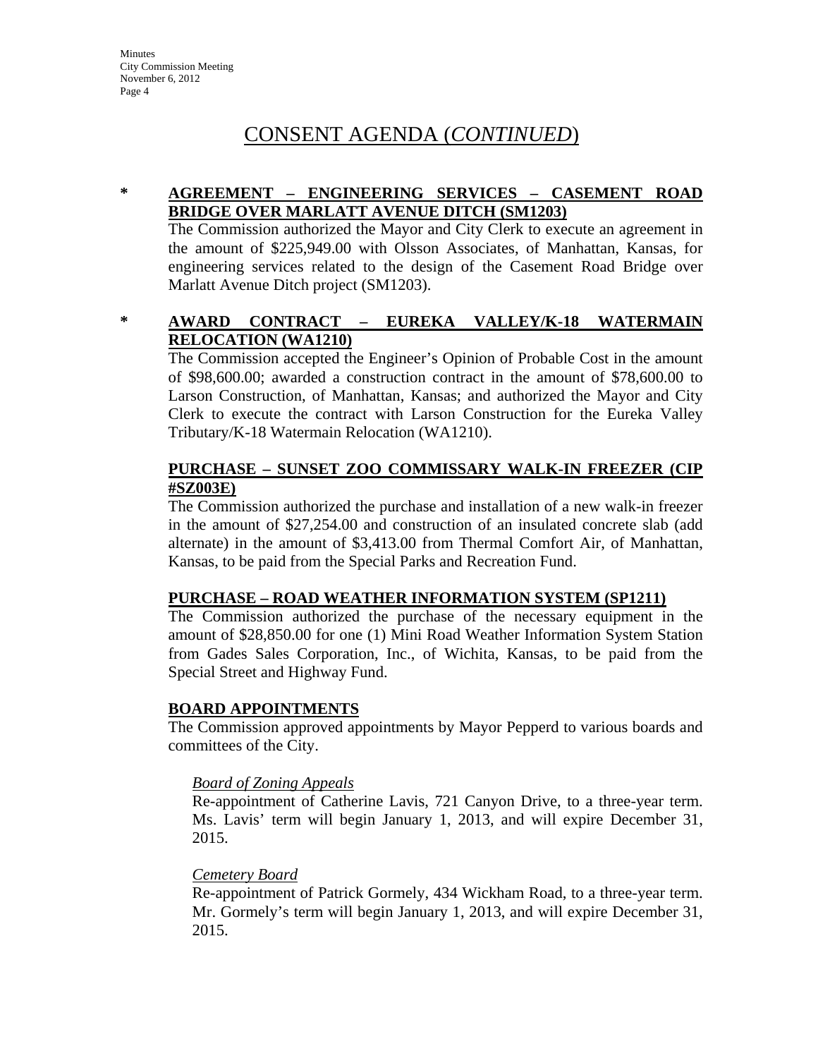# CONSENT AGENDA (*CONTINUED*)

**\*** **AGREEMENT – ENGINEERING SERVICES – CASEMENT ROAD BRIDGE OVER MARLATT AVENUE DITCH (SM1203)**

The Commission authorized the Mayor and City Clerk to execute an agreement in the amount of $225,949.00 with Olsson Associates, of Manhattan, Kansas, for engineering services related to the design of the Casement Road Bridge over Marlatt Avenue Ditch project (SM1203).

**\*** **AWARD CONTRACT – EUREKA VALLEY/K-18 WATERMAIN RELOCATION (WA1210)**

The Commission accepted the Engineer's Opinion of Probable Cost in the amount of $98,600.00; awarded a construction contract in the amount of $78,600.00 to Larson Construction, of Manhattan, Kansas; and authorized the Mayor and City Clerk to execute the contract with Larson Construction for the Eureka Valley Tributary/K-18 Watermain Relocation (WA1210).

**PURCHASE – SUNSET ZOO COMMISSARY WALK-IN FREEZER (CIP #SZ003E)**

The Commission authorized the purchase and installation of a new walk-in freezer in the amount of $27,254.00 and construction of an insulated concrete slab (add alternate) in the amount of $3,413.00 from Thermal Comfort Air, of Manhattan, Kansas, to be paid from the Special Parks and Recreation Fund.

**PURCHASE – ROAD WEATHER INFORMATION SYSTEM (SP1211)**

The Commission authorized the purchase of the necessary equipment in the amount of $28,850.00 for one (1) Mini Road Weather Information System Station from Gades Sales Corporation, Inc., of Wichita, Kansas, to be paid from the Special Street and Highway Fund.

**BOARD APPOINTMENTS**

The Commission approved appointments by Mayor Pepperd to various boards and committees of the City.

*Board of Zoning Appeals*

Re-appointment of Catherine Lavis, 721 Canyon Drive, to a three-year term. Ms. Lavis' term will begin January 1, 2013, and will expire December 31, 2015.

*Cemetery Board*

Re-appointment of Patrick Gormely, 434 Wickham Road, to a three-year term. Mr. Gormely's term will begin January 1, 2013, and will expire December 31, 2015.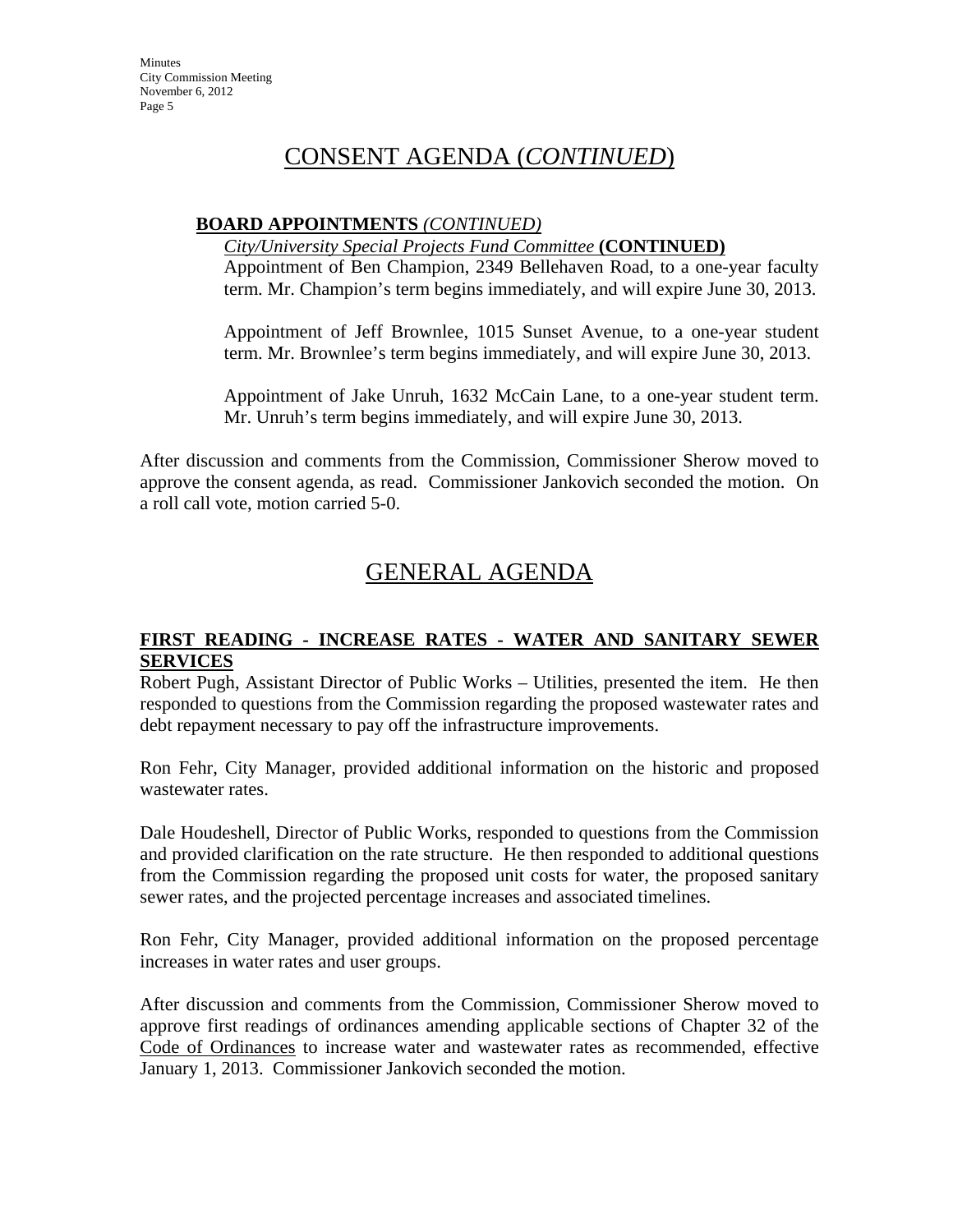# CONSENT AGENDA (*CONTINUED*)

**BOARD APPOINTMENTS** *(CONTINUED)*

*City/University Special Projects Fund Committee* **(CONTINUED)**

Appointment of Ben Champion, 2349 Bellehaven Road, to a one-year faculty term. Mr. Champion's term begins immediately, and will expire June 30, 2013.

Appointment of Jeff Brownlee, 1015 Sunset Avenue, to a one-year student term. Mr. Brownlee's term begins immediately, and will expire June 30, 2013.

Appointment of Jake Unruh, 1632 McCain Lane, to a one-year student term. Mr. Unruh's term begins immediately, and will expire June 30, 2013.

After discussion and comments from the Commission, Commissioner Sherow moved to approve the consent agenda, as read. Commissioner Jankovich seconded the motion. On a roll call vote, motion carried 5-0.

# GENERAL AGENDA

**FIRST READING - INCREASE RATES - WATER AND SANITARY SEWER SERVICES**

Robert Pugh, Assistant Director of Public Works – Utilities, presented the item. He then responded to questions from the Commission regarding the proposed wastewater rates and debt repayment necessary to pay off the infrastructure improvements.

Ron Fehr, City Manager, provided additional information on the historic and proposed wastewater rates.

Dale Houdeshell, Director of Public Works, responded to questions from the Commission and provided clarification on the rate structure. He then responded to additional questions from the Commission regarding the proposed unit costs for water, the proposed sanitary sewer rates, and the projected percentage increases and associated timelines.

Ron Fehr, City Manager, provided additional information on the proposed percentage increases in water rates and user groups.

After discussion and comments from the Commission, Commissioner Sherow moved to approve first readings of ordinances amending applicable sections of Chapter 32 of the Code of Ordinances to increase water and wastewater rates as recommended, effective January 1, 2013. Commissioner Jankovich seconded the motion.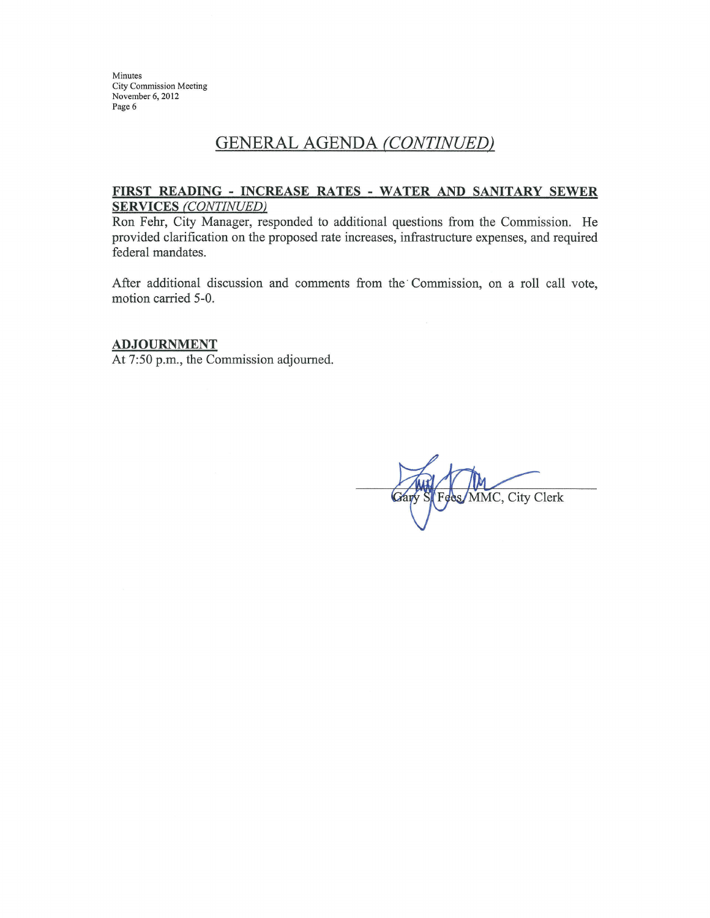## GENERAL AGENDA *(CONTINUED)*

**FIRST READING - INCREASE RATES - WATER AND SANITARY SEWER SERVICES** *(CONTINUED)*

Ron Fehr, City Manager, responded to additional questions from the Commission. He provided clarification on the proposed rate increases, infrastructure expenses, and required federal mandates.

After additional discussion and comments from the Commission, on a roll call vote, motion carried 5-0.

**ADJOURNMENT**

At 7:50 p.m., the Commission adjourned.

Gary S. Fees, MMC, City Clerk